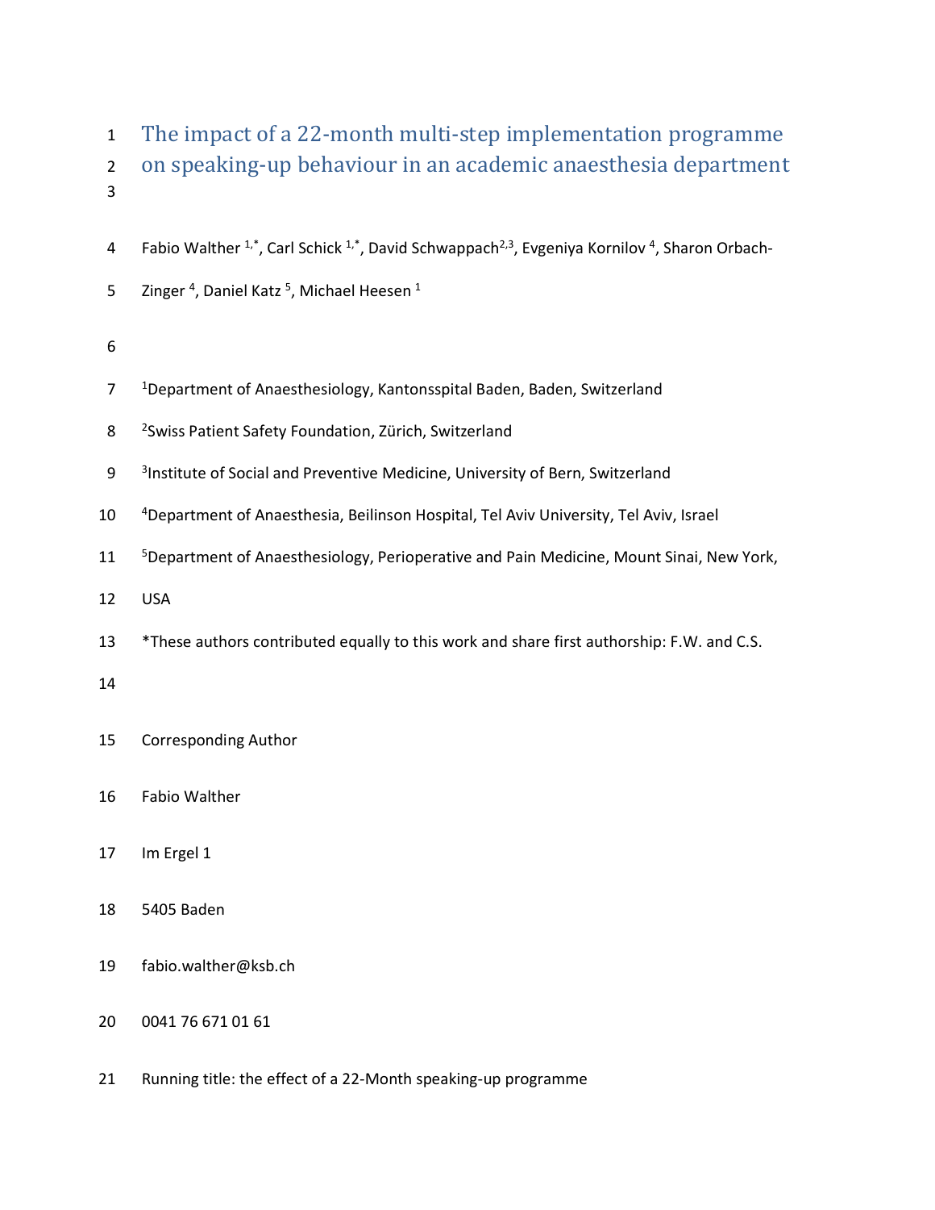# The impact of a 22-month multi-step implementation programme on speaking-up behaviour in an academic anaesthesia department

Fabio Walther [1,*], Carl Schick [1,*], David Schwappach[2,3], Evgeniya Kornilov [4], Sharon Orbach-Zinger [4], Daniel Katz [5], Michael Heesen [1]

[1]Department of Anaesthesiology, Kantonsspital Baden, Baden, Switzerland

[2]Swiss Patient Safety Foundation, Zürich, Switzerland

[3]Institute of Social and Preventive Medicine, University of Bern, Switzerland

[4]Department of Anaesthesia, Beilinson Hospital, Tel Aviv University, Tel Aviv, Israel

[5]Department of Anaesthesiology, Perioperative and Pain Medicine, Mount Sinai, New York, USA

*These authors contributed equally to this work and share first authorship: F.W. and C.S.

Corresponding Author

Fabio Walther

Im Ergel 1

5405 Baden

fabio.walther@ksb.ch

0041 76 671 01 61

Running title: the effect of a 22-Month speaking-up programme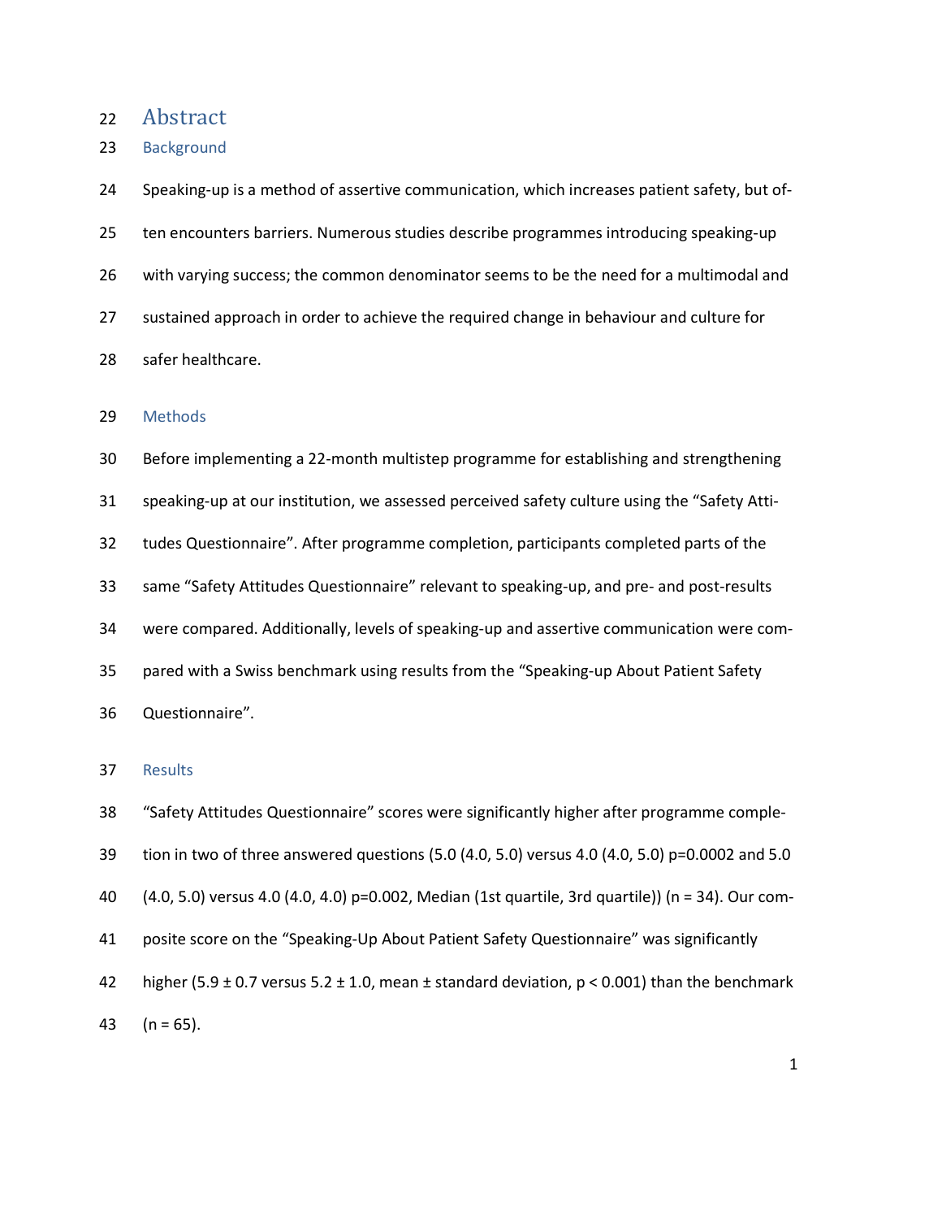# Abstract

## Background

Speaking-up is a method of assertive communication, which increases patient safety, but often encounters barriers. Numerous studies describe programmes introducing speaking-up with varying success; the common denominator seems to be the need for a multimodal and sustained approach in order to achieve the required change in behaviour and culture for safer healthcare.

## Methods

Before implementing a 22-month multistep programme for establishing and strengthening speaking-up at our institution, we assessed perceived safety culture using the "Safety Attitudes Questionnaire". After programme completion, participants completed parts of the same "Safety Attitudes Questionnaire" relevant to speaking-up, and pre- and post-results were compared. Additionally, levels of speaking-up and assertive communication were compared with a Swiss benchmark using results from the "Speaking-up About Patient Safety Questionnaire".

## Results

"Safety Attitudes Questionnaire" scores were significantly higher after programme completion in two of three answered questions (5.0 (4.0, 5.0) versus 4.0 (4.0, 5.0) $p=0.0002$ and 5.0 (4.0, 5.0) versus 4.0 (4.0, 4.0) $p=0.002$, Median (1st quartile, 3rd quartile)) ($n = 34$). Our composite score on the "Speaking-Up About Patient Safety Questionnaire" was significantly higher ($5.9 \pm 0.7$ versus $5.2 \pm 1.0$, mean ± standard deviation, $p < 0.001$) than the benchmark ($n = 65$).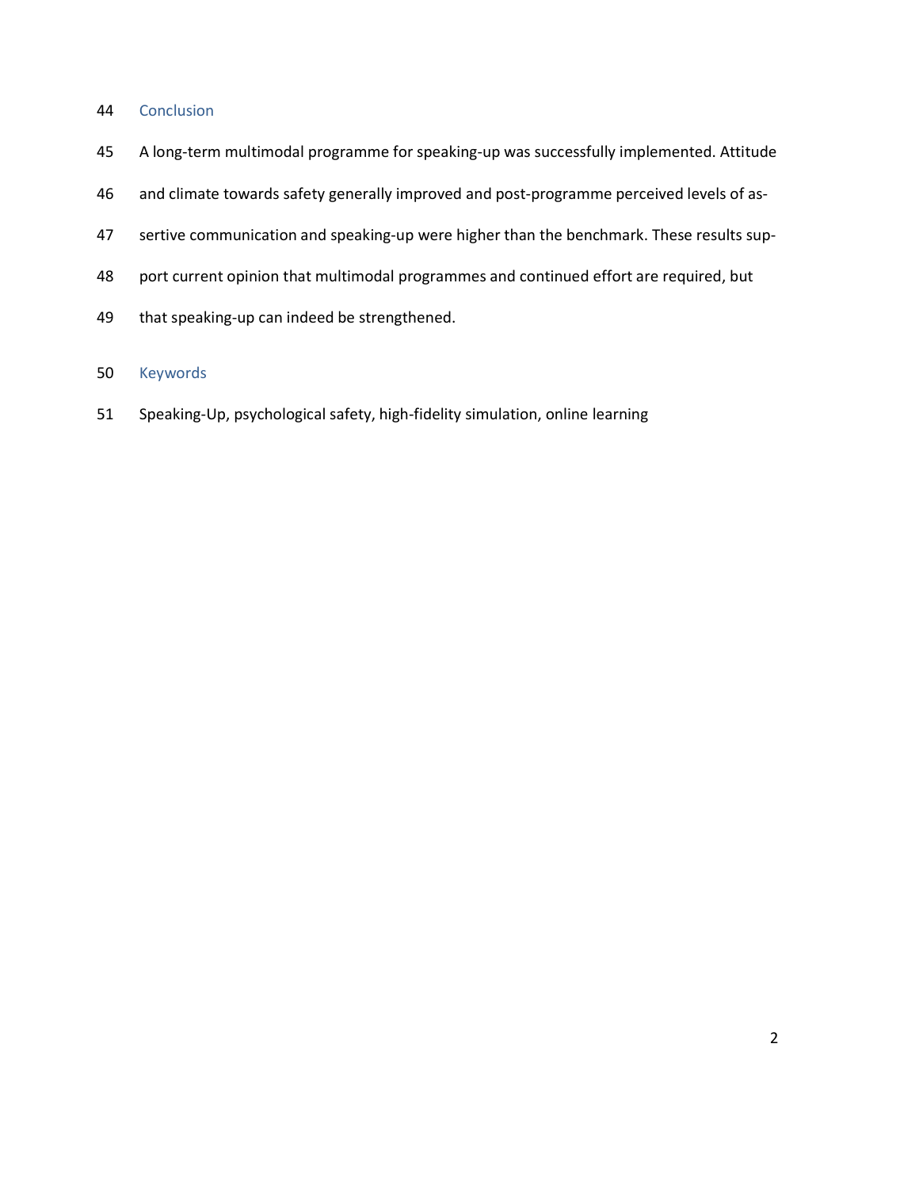## Conclusion

A long-term multimodal programme for speaking-up was successfully implemented. Attitude and climate towards safety generally improved and post-programme perceived levels of assertive communication and speaking-up were higher than the benchmark. These results support current opinion that multimodal programmes and continued effort are required, but that speaking-up can indeed be strengthened.

## Keywords

Speaking-Up, psychological safety, high-fidelity simulation, online learning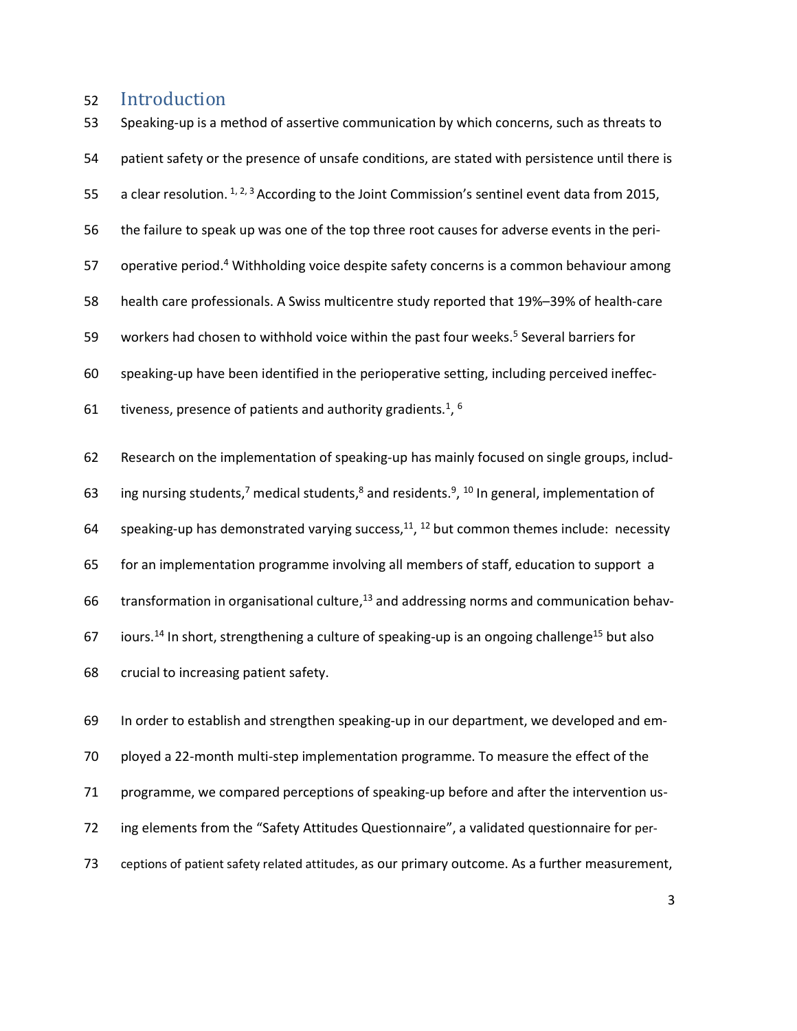## Introduction

Speaking-up is a method of assertive communication by which concerns, such as threats to patient safety or the presence of unsafe conditions, are stated with persistence until there is a clear resolution.[1, 2, 3] According to the Joint Commission's sentinel event data from 2015, the failure to speak up was one of the top three root causes for adverse events in the perioperative period.[4] Withholding voice despite safety concerns is a common behaviour among health care professionals. A Swiss multicentre study reported that 19%–39% of health-care workers had chosen to withhold voice within the past four weeks.[5] Several barriers for speaking-up have been identified in the perioperative setting, including perceived ineffectiveness, presence of patients and authority gradients.[1], [6]

Research on the implementation of speaking-up has mainly focused on single groups, including nursing students,[7] medical students,[8] and residents.[9], [10] In general, implementation of speaking-up has demonstrated varying success,[11], [12] but common themes include: necessity for an implementation programme involving all members of staff, education to support a transformation in organisational culture,[13] and addressing norms and communication behaviours.[14] In short, strengthening a culture of speaking-up is an ongoing challenge[15] but also crucial to increasing patient safety.

In order to establish and strengthen speaking-up in our department, we developed and employed a 22-month multi-step implementation programme. To measure the effect of the programme, we compared perceptions of speaking-up before and after the intervention using elements from the "Safety Attitudes Questionnaire", a validated questionnaire for perceptions of patient safety related attitudes, as our primary outcome. As a further measurement,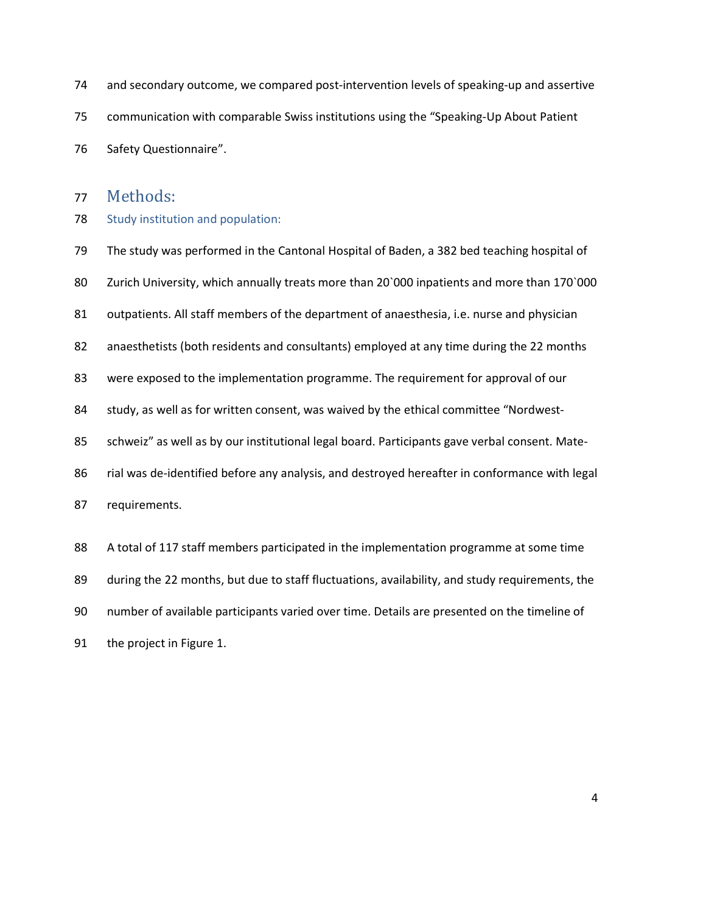and secondary outcome, we compared post-intervention levels of speaking-up and assertive communication with comparable Swiss institutions using the "Speaking-Up About Patient Safety Questionnaire".

# Methods:

## Study institution and population:

The study was performed in the Cantonal Hospital of Baden, a 382 bed teaching hospital of Zurich University, which annually treats more than 20`000 inpatients and more than 170`000 outpatients. All staff members of the department of anaesthesia, i.e. nurse and physician anaesthetists (both residents and consultants) employed at any time during the 22 months were exposed to the implementation programme. The requirement for approval of our study, as well as for written consent, was waived by the ethical committee "Nordwest-schweiz" as well as by our institutional legal board. Participants gave verbal consent. Material was de-identified before any analysis, and destroyed hereafter in conformance with legal requirements.

A total of 117 staff members participated in the implementation programme at some time during the 22 months, but due to staff fluctuations, availability, and study requirements, the number of available participants varied over time. Details are presented on the timeline of the project in Figure 1.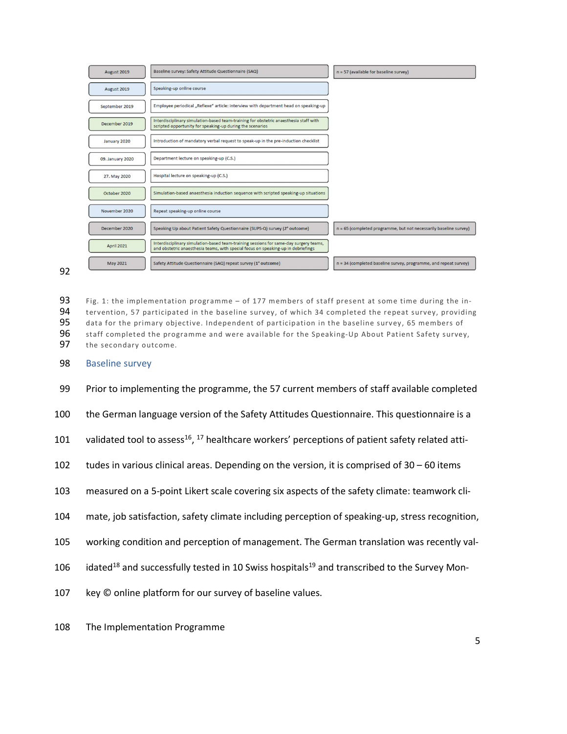| | | |
|---|---|---|
| August 2019 | Baseline survey: Safety Attitude Questionnaire (SAQ) | n = 57 (available for baseline survey) |
| August 2019 | Speaking-up online course | |
| September 2019 | Employee periodical „Reflexe" article: interview with department head on speaking-up | |
| December 2019 | Interdisciplinary simulation-based team-training for obstetric anaesthesia staff with scripted opportunity for speaking-up during the scenarios | |
| January 2020 | Introduction of mandatory verbal request to speak-up in the pre-induction checklist | |
| 09. January 2020 | Department lecture on speaking-up (C.S.) | |
| 27. May 2020 | Hospital lecture on speaking-up (C.S.) | |
| October 2020 | Simulation-based anaesthesia induction sequence with scripted speaking-up situations | |
| November 2020 | Repeat speaking-up online course | |
| December 2020 | Speaking Up about Patient Safety Questionnaire (SUPS-Q) survey (2° outcome) | n = 65 (completed programme, but not necessarily baseline survey) |
| April 2021 | Interdisciplinary simulation-based team-training sessions for same-day surgery teams, and obstetric anaesthesia teams, with special focus on speaking-up in debriefings | |
| May 2021 | Safety Attitude Questionnaire (SAQ) repeat survey (1° outcome) | n = 34 (completed baseline survey, programme, and repeat survey) |

Fig. 1: the implementation programme – of 177 members of staff present at some time during the intervention, 57 participated in the baseline survey, of which 34 completed the repeat survey, providing data for the primary objective. Independent of participation in the baseline survey, 65 members of staff completed the programme and were available for the Speaking-Up About Patient Safety survey, the secondary outcome.

## Baseline survey

Prior to implementing the programme, the 57 current members of staff available completed the German language version of the Safety Attitudes Questionnaire. This questionnaire is a validated tool to assess[16], [17] healthcare workers' perceptions of patient safety related attitudes in various clinical areas. Depending on the version, it is comprised of 30 – 60 items measured on a 5-point Likert scale covering six aspects of the safety climate: teamwork climate, job satisfaction, safety climate including perception of speaking-up, stress recognition, working condition and perception of management. The German translation was recently validated[18] and successfully tested in 10 Swiss hospitals[19] and transcribed to the Survey Monkey © online platform for our survey of baseline values.

The Implementation Programme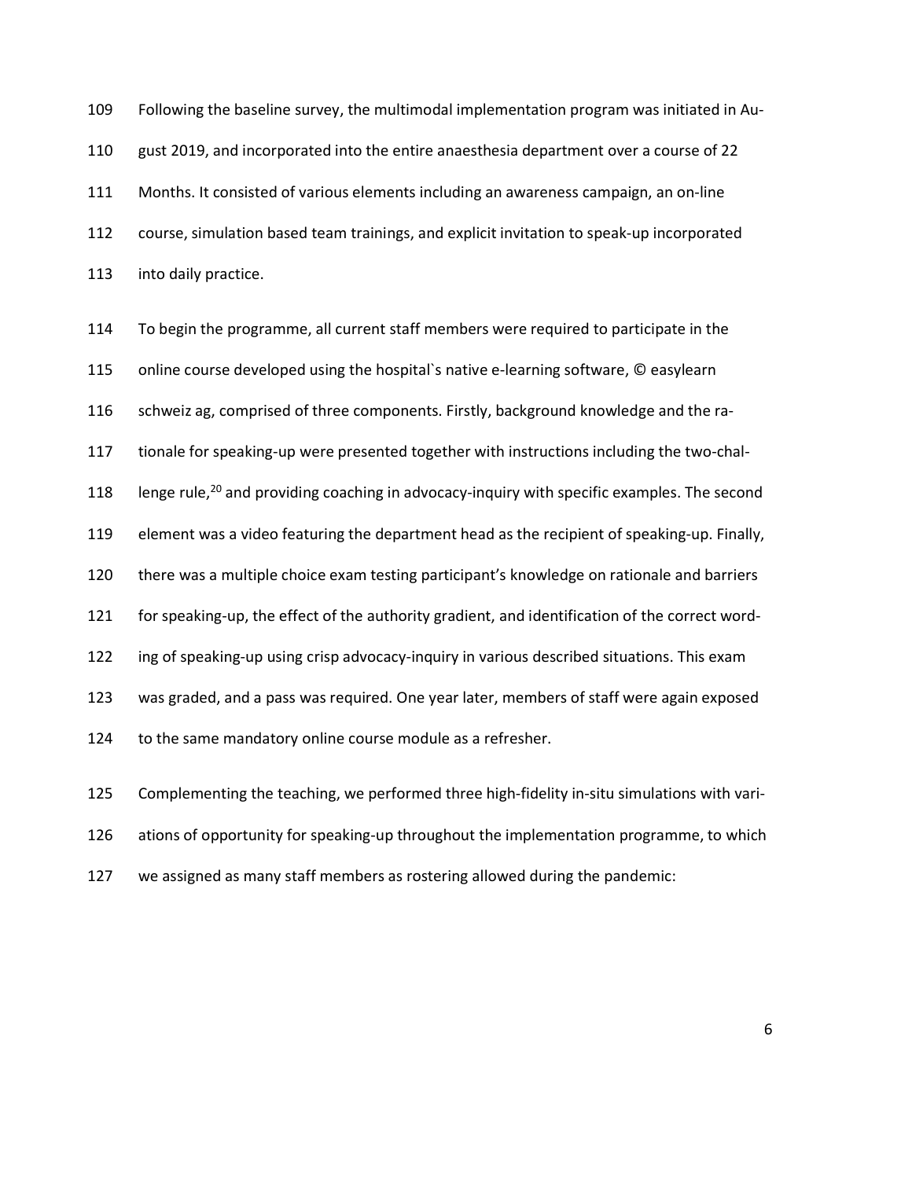Following the baseline survey, the multimodal implementation program was initiated in August 2019, and incorporated into the entire anaesthesia department over a course of 22 Months. It consisted of various elements including an awareness campaign, an on-line course, simulation based team trainings, and explicit invitation to speak-up incorporated into daily practice.

To begin the programme, all current staff members were required to participate in the online course developed using the hospital`s native e-learning software, © easylearn schweiz ag, comprised of three components. Firstly, background knowledge and the rationale for speaking-up were presented together with instructions including the two-challenge rule,[20] and providing coaching in advocacy-inquiry with specific examples. The second element was a video featuring the department head as the recipient of speaking-up. Finally, there was a multiple choice exam testing participant's knowledge on rationale and barriers for speaking-up, the effect of the authority gradient, and identification of the correct wording of speaking-up using crisp advocacy-inquiry in various described situations. This exam was graded, and a pass was required. One year later, members of staff were again exposed to the same mandatory online course module as a refresher.

Complementing the teaching, we performed three high-fidelity in-situ simulations with variations of opportunity for speaking-up throughout the implementation programme, to which we assigned as many staff members as rostering allowed during the pandemic: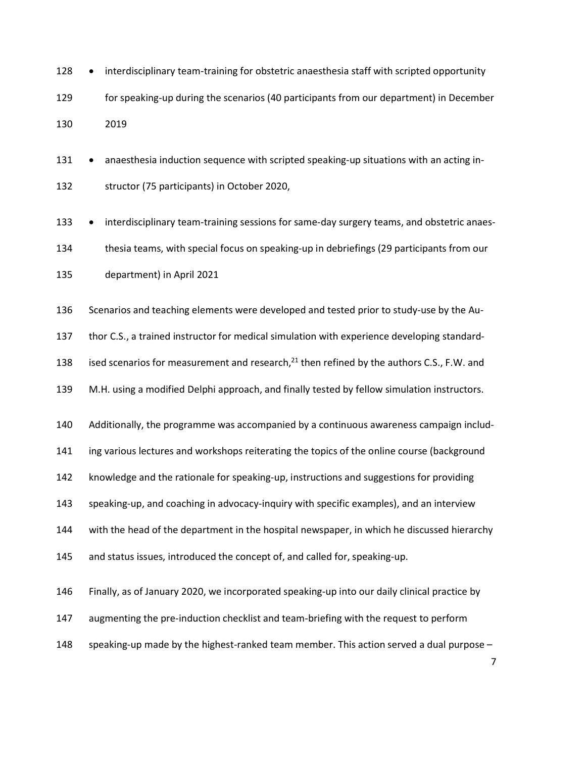- interdisciplinary team-training for obstetric anaesthesia staff with scripted opportunity for speaking-up during the scenarios (40 participants from our department) in December 2019
- anaesthesia induction sequence with scripted speaking-up situations with an acting instructor (75 participants) in October 2020,
- interdisciplinary team-training sessions for same-day surgery teams, and obstetric anaesthesia teams, with special focus on speaking-up in debriefings (29 participants from our department) in April 2021

Scenarios and teaching elements were developed and tested prior to study-use by the Author C.S., a trained instructor for medical simulation with experience developing standardised scenarios for measurement and research,[21] then refined by the authors C.S., F.W. and M.H. using a modified Delphi approach, and finally tested by fellow simulation instructors.

Additionally, the programme was accompanied by a continuous awareness campaign including various lectures and workshops reiterating the topics of the online course (background knowledge and the rationale for speaking-up, instructions and suggestions for providing speaking-up, and coaching in advocacy-inquiry with specific examples), and an interview with the head of the department in the hospital newspaper, in which he discussed hierarchy and status issues, introduced the concept of, and called for, speaking-up.

Finally, as of January 2020, we incorporated speaking-up into our daily clinical practice by augmenting the pre-induction checklist and team-briefing with the request to perform speaking-up made by the highest-ranked team member. This action served a dual purpose –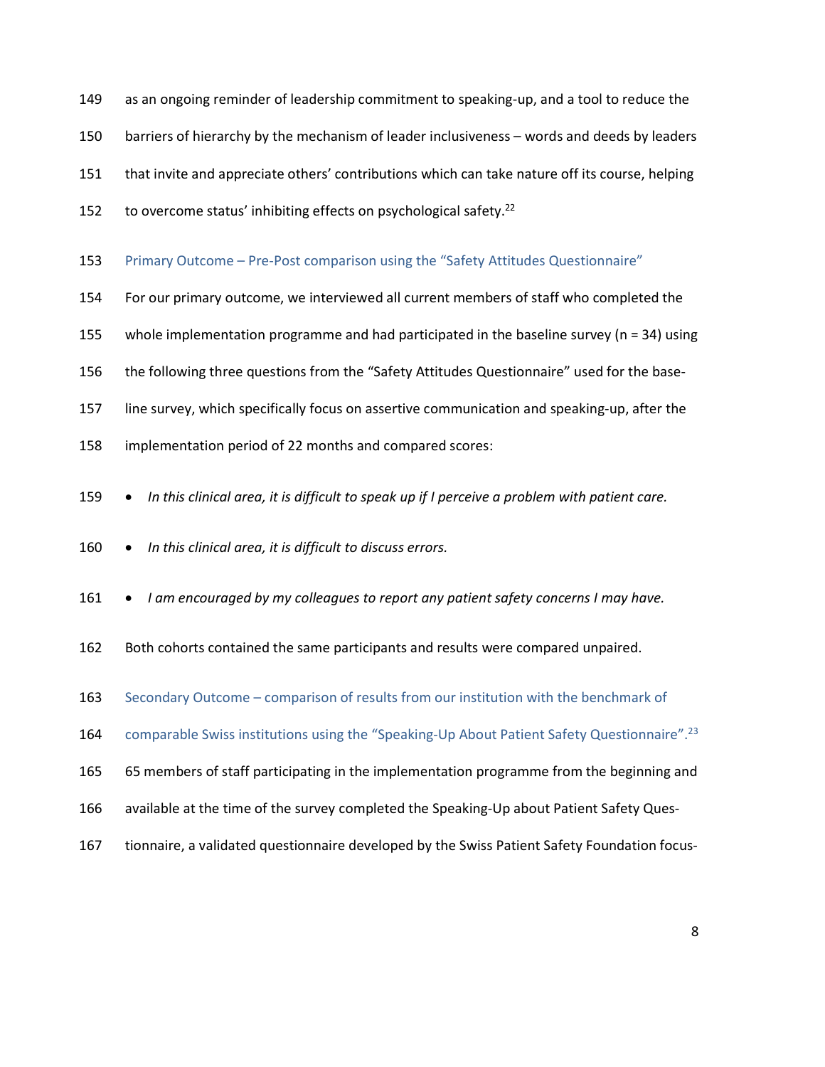as an ongoing reminder of leadership commitment to speaking-up, and a tool to reduce the barriers of hierarchy by the mechanism of leader inclusiveness – words and deeds by leaders that invite and appreciate others' contributions which can take nature off its course, helping to overcome status' inhibiting effects on psychological safety.[22]

### Primary Outcome – Pre-Post comparison using the "Safety Attitudes Questionnaire"

For our primary outcome, we interviewed all current members of staff who completed the whole implementation programme and had participated in the baseline survey (n = 34) using the following three questions from the "Safety Attitudes Questionnaire" used for the baseline survey, which specifically focus on assertive communication and speaking-up, after the implementation period of 22 months and compared scores:

- *In this clinical area, it is difficult to speak up if I perceive a problem with patient care.*
- *In this clinical area, it is difficult to discuss errors.*
- *I am encouraged by my colleagues to report any patient safety concerns I may have.*

Both cohorts contained the same participants and results were compared unpaired.

### Secondary Outcome – comparison of results from our institution with the benchmark of comparable Swiss institutions using the "Speaking-Up About Patient Safety Questionnaire".[23]

65 members of staff participating in the implementation programme from the beginning and available at the time of the survey completed the Speaking-Up about Patient Safety Questionnaire, a validated questionnaire developed by the Swiss Patient Safety Foundation focus-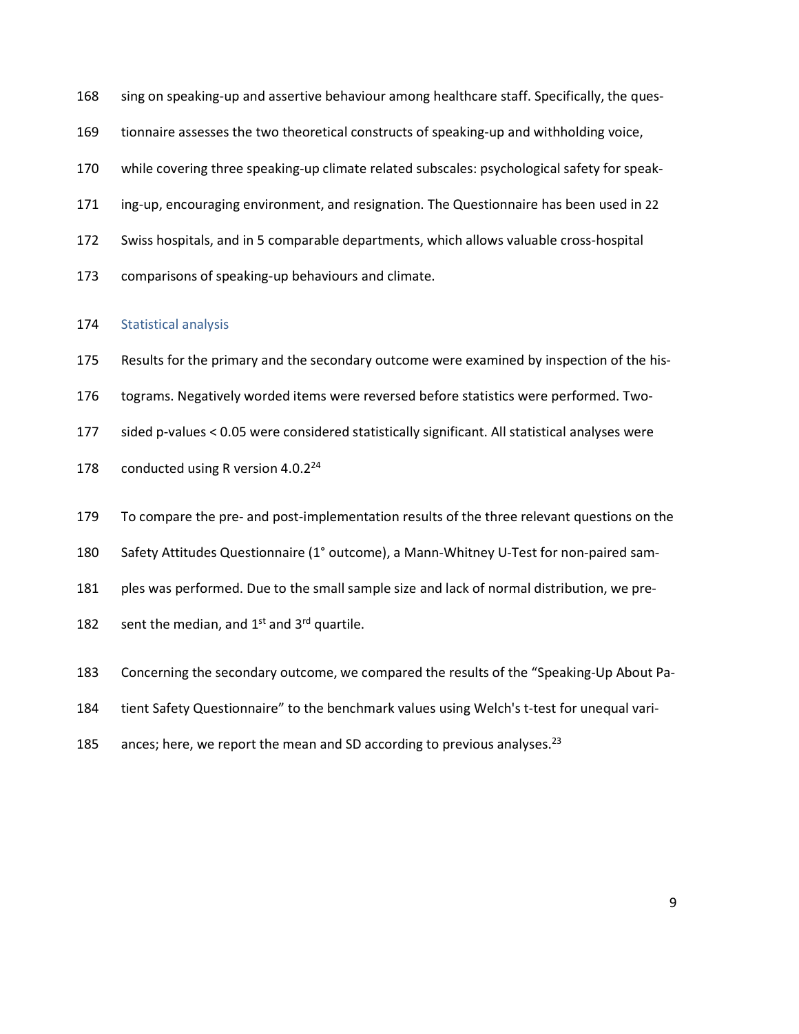sing on speaking-up and assertive behaviour among healthcare staff. Specifically, the questionnaire assesses the two theoretical constructs of speaking-up and withholding voice, while covering three speaking-up climate related subscales: psychological safety for speaking-up, encouraging environment, and resignation. The Questionnaire has been used in 22 Swiss hospitals, and in 5 comparable departments, which allows valuable cross-hospital comparisons of speaking-up behaviours and climate.

## Statistical analysis

Results for the primary and the secondary outcome were examined by inspection of the histograms. Negatively worded items were reversed before statistics were performed. Two-sided p-values < 0.05 were considered statistically significant. All statistical analyses were conducted using R version 4.0.2[24]

To compare the pre- and post-implementation results of the three relevant questions on the Safety Attitudes Questionnaire (1° outcome), a Mann-Whitney U-Test for non-paired samples was performed. Due to the small sample size and lack of normal distribution, we present the median, and 1st and 3rd quartile.

Concerning the secondary outcome, we compared the results of the "Speaking-Up About Patient Safety Questionnaire" to the benchmark values using Welch's t-test for unequal variances; here, we report the mean and SD according to previous analyses.[23]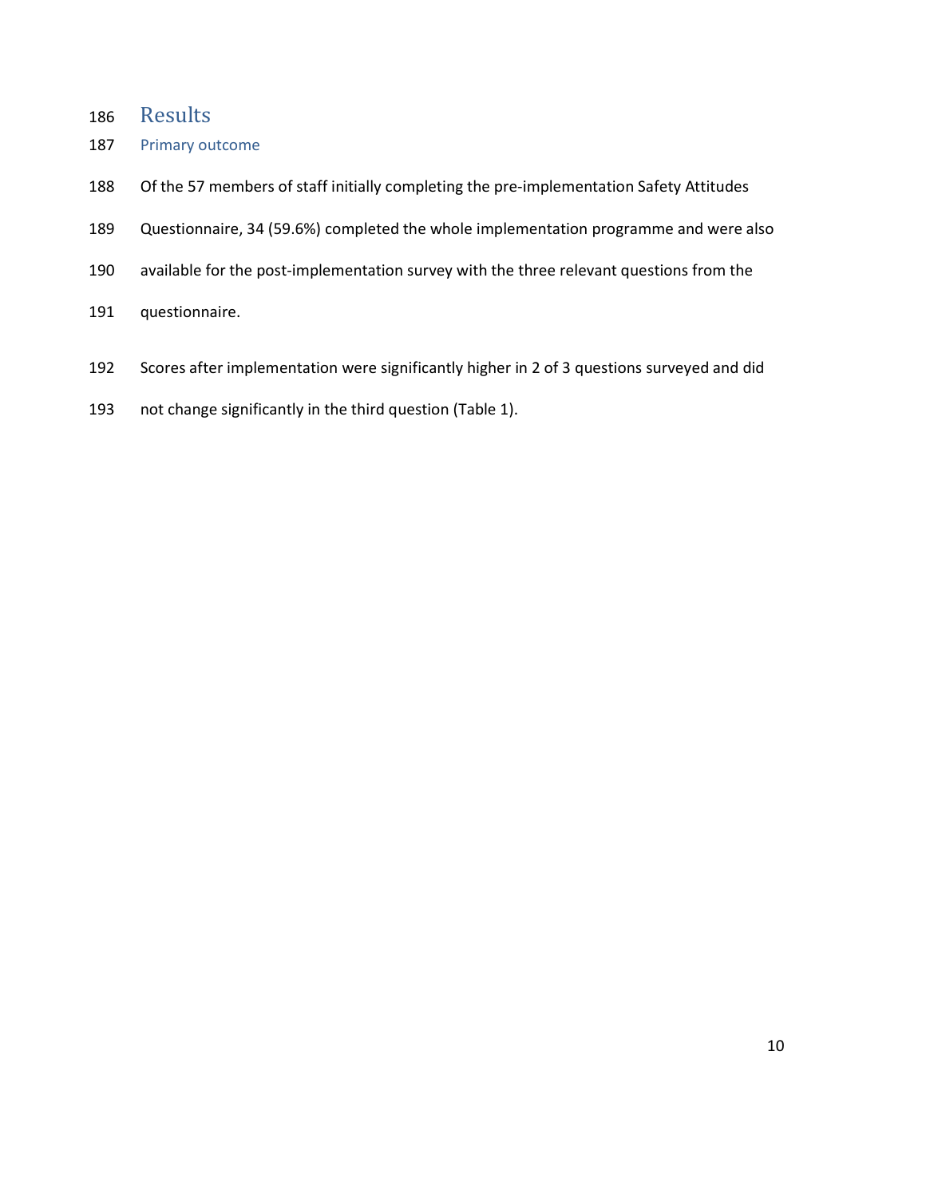## Results

### Primary outcome

Of the 57 members of staff initially completing the pre-implementation Safety Attitudes Questionnaire, 34 (59.6%) completed the whole implementation programme and were also available for the post-implementation survey with the three relevant questions from the questionnaire.

Scores after implementation were significantly higher in 2 of 3 questions surveyed and did not change significantly in the third question (Table 1).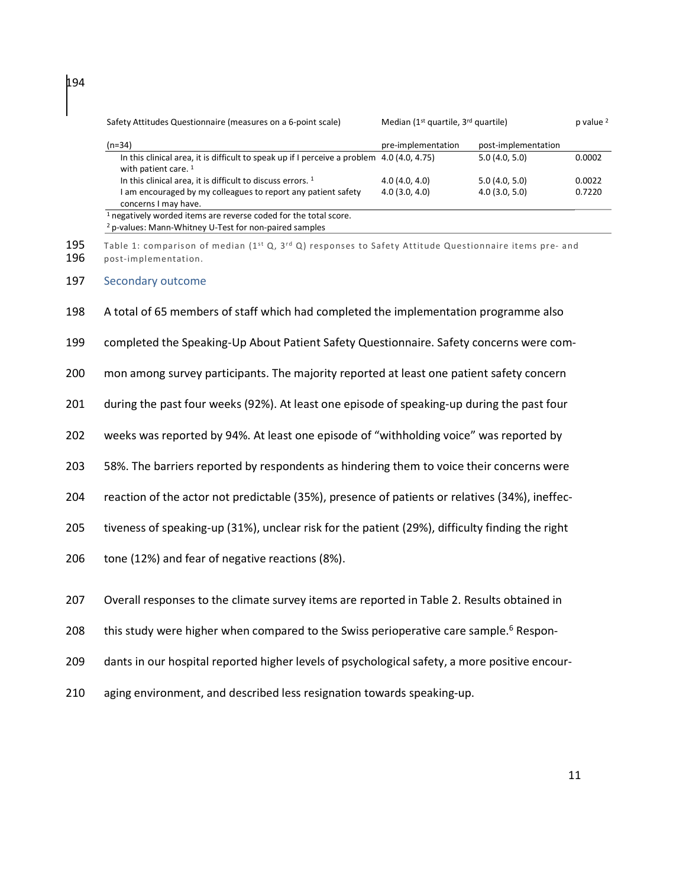| Safety Attitudes Questionnaire (measures on a 6-point scale) | Median (1st quartile, 3rd quartile) | | p value [2] |
|---|---|---|---|
| (n=34) | pre-implementation | post-implementation | |
| In this clinical area, it is difficult to speak up if I perceive a problem with patient care. [1] | 4.0 (4.0, 4.75) | 5.0 (4.0, 5.0) | 0.0002 |
| In this clinical area, it is difficult to discuss errors. [1] | 4.0 (4.0, 4.0) | 5.0 (4.0, 5.0) | 0.0022 |
| I am encouraged by my colleagues to report any patient safety concerns I may have. | 4.0 (3.0, 4.0) | 4.0 (3.0, 5.0) | 0.7220 |

[1] negatively worded items are reverse coded for the total score.
[2] p-values: Mann-Whitney U-Test for non-paired samples

Table 1: comparison of median (1st Q, 3rd Q) responses to Safety Attitude Questionnaire items pre- and post-implementation.

## Secondary outcome

A total of 65 members of staff which had completed the implementation programme also completed the Speaking-Up About Patient Safety Questionnaire. Safety concerns were common among survey participants. The majority reported at least one patient safety concern during the past four weeks (92%). At least one episode of speaking-up during the past four weeks was reported by 94%. At least one episode of "withholding voice" was reported by 58%. The barriers reported by respondents as hindering them to voice their concerns were reaction of the actor not predictable (35%), presence of patients or relatives (34%), ineffectiveness of speaking-up (31%), unclear risk for the patient (29%), difficulty finding the right tone (12%) and fear of negative reactions (8%).

Overall responses to the climate survey items are reported in Table 2. Results obtained in this study were higher when compared to the Swiss perioperative care sample.[6] Respondants in our hospital reported higher levels of psychological safety, a more positive encouraging environment, and described less resignation towards speaking-up.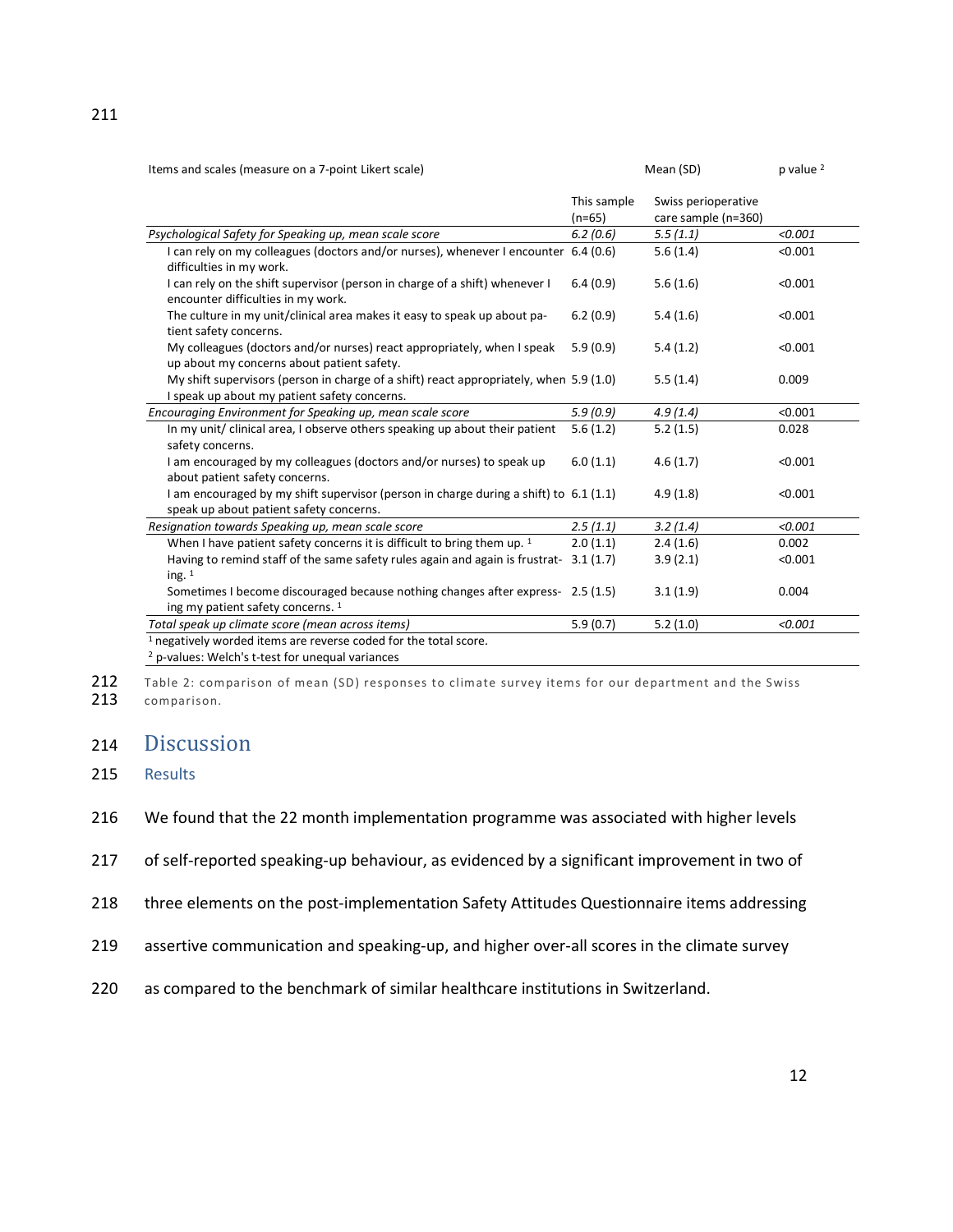| Items and scales (measure on a 7-point Likert scale) | Mean (SD) | | p value [2] |
|---|---|---|---|
| | This sample (n=65) | Swiss perioperative care sample (n=360) | |
| *Psychological Safety for Speaking up, mean scale score* | *6.2 (0.6)* | *5.5 (1.1)* | *<0.001* |
| I can rely on my colleagues (doctors and/or nurses), whenever I encounter difficulties in my work. | 6.4 (0.6) | 5.6 (1.4) | <0.001 |
| I can rely on the shift supervisor (person in charge of a shift) whenever I encounter difficulties in my work. | 6.4 (0.9) | 5.6 (1.6) | <0.001 |
| The culture in my unit/clinical area makes it easy to speak up about patient safety concerns. | 6.2 (0.9) | 5.4 (1.6) | <0.001 |
| My colleagues (doctors and/or nurses) react appropriately, when I speak up about my concerns about patient safety. | 5.9 (0.9) | 5.4 (1.2) | <0.001 |
| My shift supervisors (person in charge of a shift) react appropriately, when I speak up about my patient safety concerns. | 5.9 (1.0) | 5.5 (1.4) | 0.009 |
| *Encouraging Environment for Speaking up, mean scale score* | *5.9 (0.9)* | *4.9 (1.4)* | <0.001 |
| In my unit/ clinical area, I observe others speaking up about their patient safety concerns. | 5.6 (1.2) | 5.2 (1.5) | 0.028 |
| I am encouraged by my colleagues (doctors and/or nurses) to speak up about patient safety concerns. | 6.0 (1.1) | 4.6 (1.7) | <0.001 |
| I am encouraged by my shift supervisor (person in charge during a shift) to speak up about patient safety concerns. | 6.1 (1.1) | 4.9 (1.8) | <0.001 |
| *Resignation towards Speaking up, mean scale score* | *2.5 (1.1)* | *3.2 (1.4)* | *<0.001* |
| When I have patient safety concerns it is difficult to bring them up. [1] | 2.0 (1.1) | 2.4 (1.6) | 0.002 |
| Having to remind staff of the same safety rules again and again is frustrating. [1] | 3.1 (1.7) | 3.9 (2.1) | <0.001 |
| Sometimes I become discouraged because nothing changes after expressing my patient safety concerns. [1] | 2.5 (1.5) | 3.1 (1.9) | 0.004 |
| *Total speak up climate score (mean across items)* | 5.9 (0.7) | 5.2 (1.0) | *<0.001* |

[1] negatively worded items are reverse coded for the total score.
[2] p-values: Welch's t-test for unequal variances

Table 2: comparison of mean (SD) responses to climate survey items for our department and the Swiss comparison.

# Discussion

## Results

We found that the 22 month implementation programme was associated with higher levels of self-reported speaking-up behaviour, as evidenced by a significant improvement in two of three elements on the post-implementation Safety Attitudes Questionnaire items addressing assertive communication and speaking-up, and higher over-all scores in the climate survey as compared to the benchmark of similar healthcare institutions in Switzerland.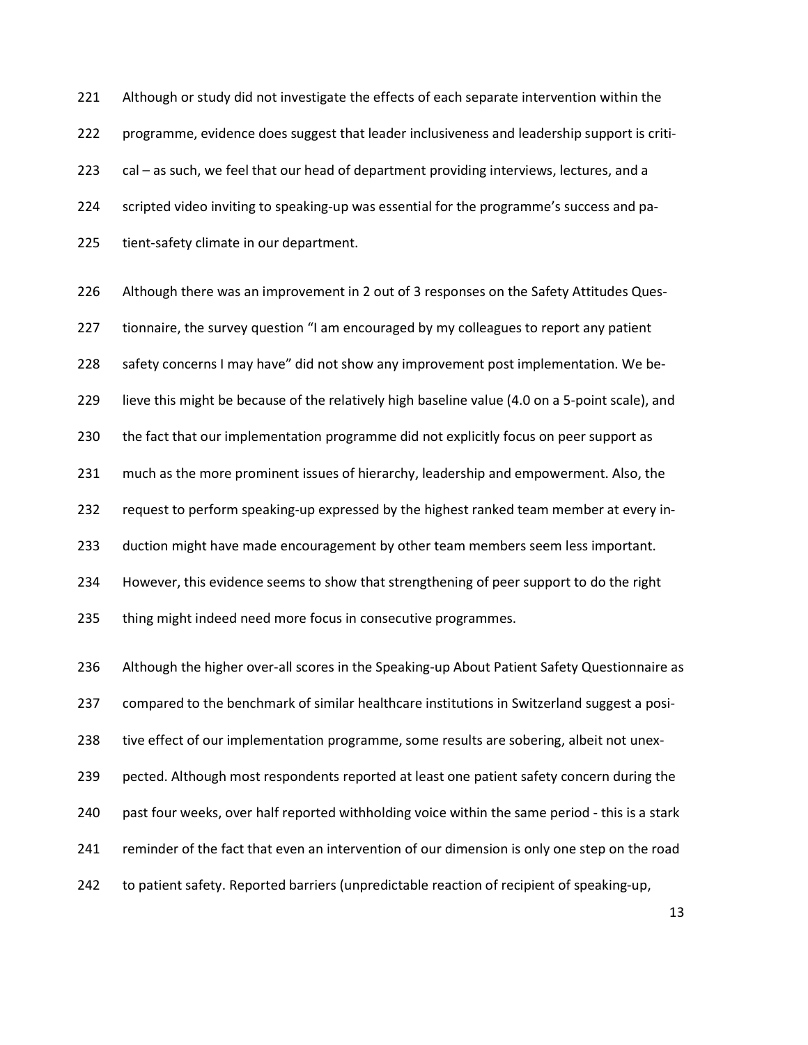Although or study did not investigate the effects of each separate intervention within the programme, evidence does suggest that leader inclusiveness and leadership support is critical – as such, we feel that our head of department providing interviews, lectures, and a scripted video inviting to speaking-up was essential for the programme's success and patient-safety climate in our department.

Although there was an improvement in 2 out of 3 responses on the Safety Attitudes Questionnaire, the survey question "I am encouraged by my colleagues to report any patient safety concerns I may have" did not show any improvement post implementation. We believe this might be because of the relatively high baseline value (4.0 on a 5-point scale), and the fact that our implementation programme did not explicitly focus on peer support as much as the more prominent issues of hierarchy, leadership and empowerment. Also, the request to perform speaking-up expressed by the highest ranked team member at every induction might have made encouragement by other team members seem less important. However, this evidence seems to show that strengthening of peer support to do the right thing might indeed need more focus in consecutive programmes.

Although the higher over-all scores in the Speaking-up About Patient Safety Questionnaire as compared to the benchmark of similar healthcare institutions in Switzerland suggest a positive effect of our implementation programme, some results are sobering, albeit not unexpected. Although most respondents reported at least one patient safety concern during the past four weeks, over half reported withholding voice within the same period - this is a stark reminder of the fact that even an intervention of our dimension is only one step on the road to patient safety. Reported barriers (unpredictable reaction of recipient of speaking-up,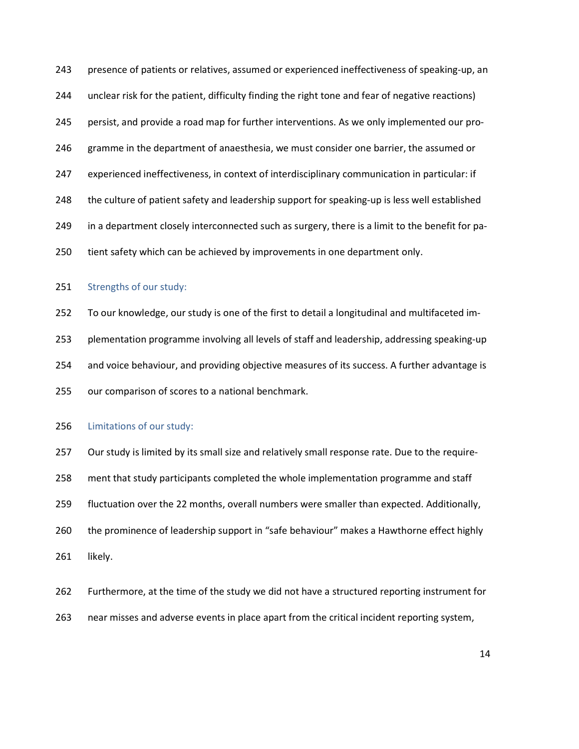presence of patients or relatives, assumed or experienced ineffectiveness of speaking-up, an unclear risk for the patient, difficulty finding the right tone and fear of negative reactions) persist, and provide a road map for further interventions. As we only implemented our programme in the department of anaesthesia, we must consider one barrier, the assumed or experienced ineffectiveness, in context of interdisciplinary communication in particular: if the culture of patient safety and leadership support for speaking-up is less well established in a department closely interconnected such as surgery, there is a limit to the benefit for patient safety which can be achieved by improvements in one department only.

### Strengths of our study:

To our knowledge, our study is one of the first to detail a longitudinal and multifaceted implementation programme involving all levels of staff and leadership, addressing speaking-up and voice behaviour, and providing objective measures of its success. A further advantage is our comparison of scores to a national benchmark.

### Limitations of our study:

Our study is limited by its small size and relatively small response rate. Due to the requirement that study participants completed the whole implementation programme and staff fluctuation over the 22 months, overall numbers were smaller than expected. Additionally, the prominence of leadership support in "safe behaviour" makes a Hawthorne effect highly likely.

Furthermore, at the time of the study we did not have a structured reporting instrument for near misses and adverse events in place apart from the critical incident reporting system,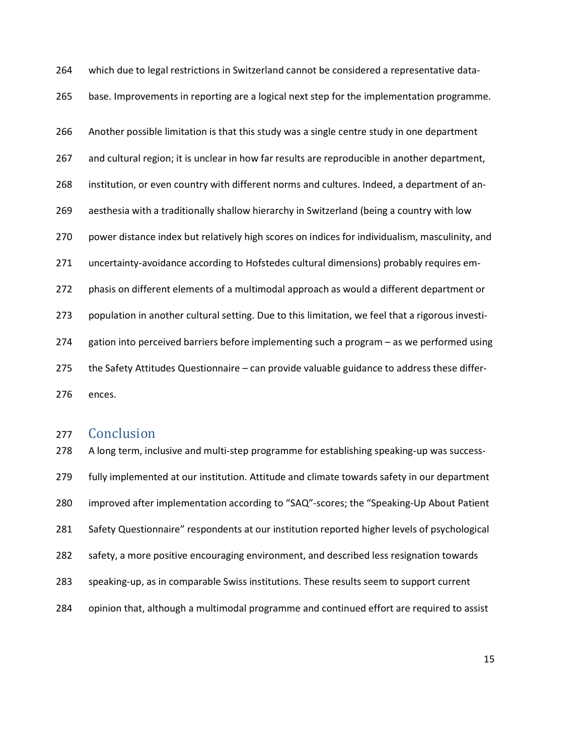which due to legal restrictions in Switzerland cannot be considered a representative database. Improvements in reporting are a logical next step for the implementation programme.

Another possible limitation is that this study was a single centre study in one department and cultural region; it is unclear in how far results are reproducible in another department, institution, or even country with different norms and cultures. Indeed, a department of anaesthesia with a traditionally shallow hierarchy in Switzerland (being a country with low power distance index but relatively high scores on indices for individualism, masculinity, and uncertainty-avoidance according to Hofstedes cultural dimensions) probably requires emphasis on different elements of a multimodal approach as would a different department or population in another cultural setting. Due to this limitation, we feel that a rigorous investigation into perceived barriers before implementing such a program – as we performed using the Safety Attitudes Questionnaire – can provide valuable guidance to address these differences.

## Conclusion

A long term, inclusive and multi-step programme for establishing speaking-up was successfully implemented at our institution. Attitude and climate towards safety in our department improved after implementation according to "SAQ"-scores; the "Speaking-Up About Patient Safety Questionnaire" respondents at our institution reported higher levels of psychological safety, a more positive encouraging environment, and described less resignation towards speaking-up, as in comparable Swiss institutions. These results seem to support current opinion that, although a multimodal programme and continued effort are required to assist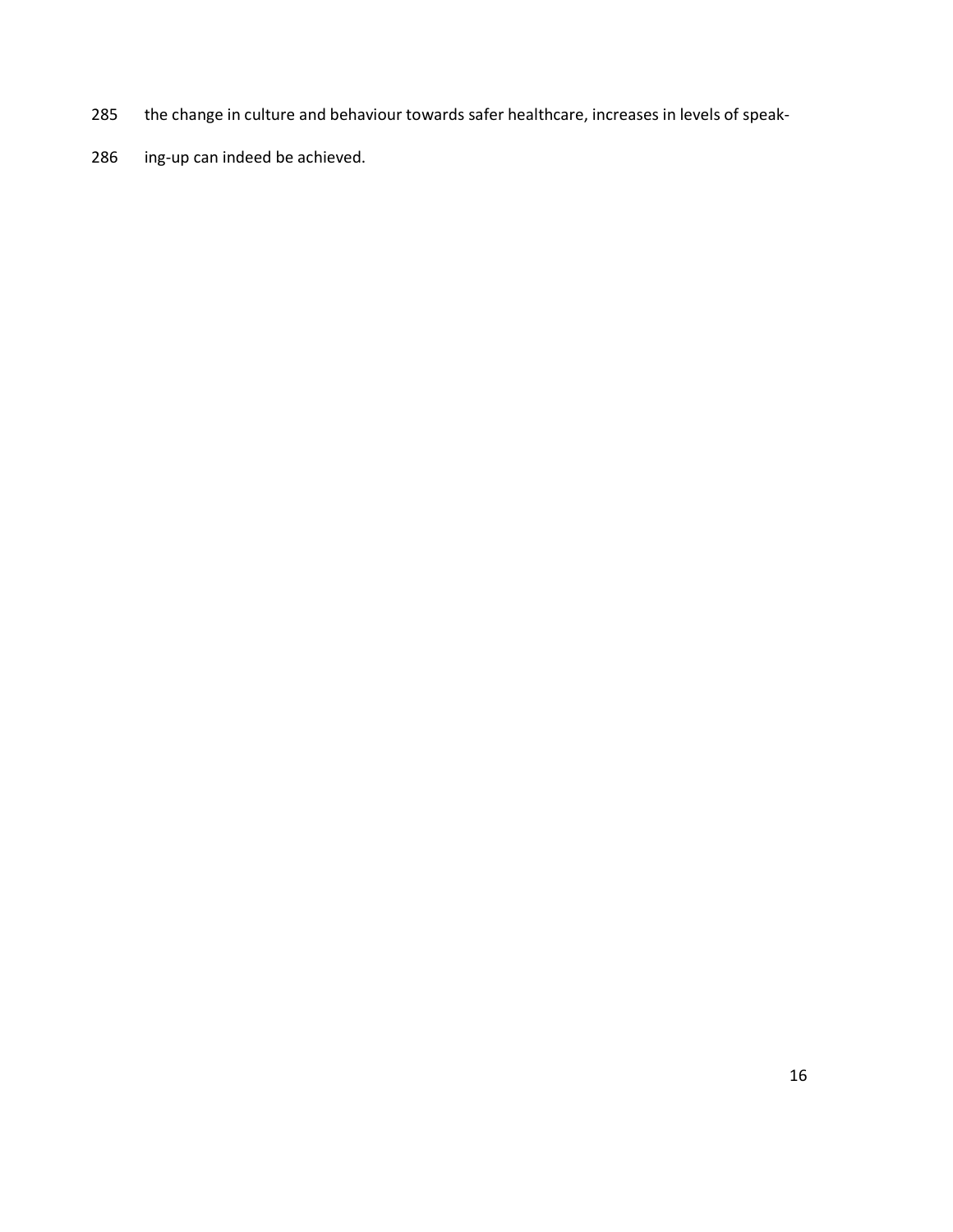the change in culture and behaviour towards safer healthcare, increases in levels of speaking-up can indeed be achieved.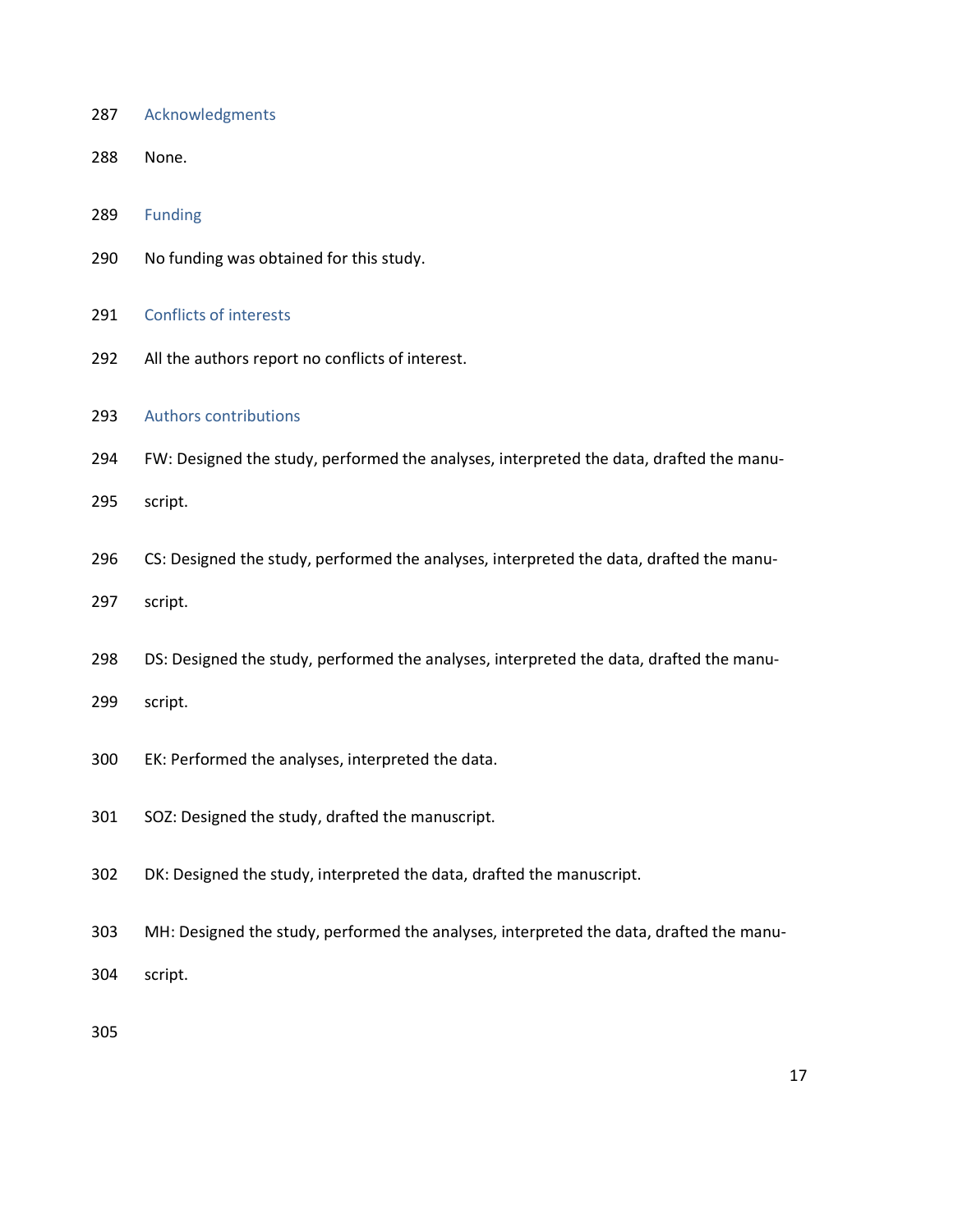## Acknowledgments

None.

## Funding

No funding was obtained for this study.

## Conflicts of interests

All the authors report no conflicts of interest.

## Authors contributions

FW: Designed the study, performed the analyses, interpreted the data, drafted the manuscript.

CS: Designed the study, performed the analyses, interpreted the data, drafted the manuscript.

DS: Designed the study, performed the analyses, interpreted the data, drafted the manuscript.

EK: Performed the analyses, interpreted the data.

SOZ: Designed the study, drafted the manuscript.

DK: Designed the study, interpreted the data, drafted the manuscript.

MH: Designed the study, performed the analyses, interpreted the data, drafted the manuscript.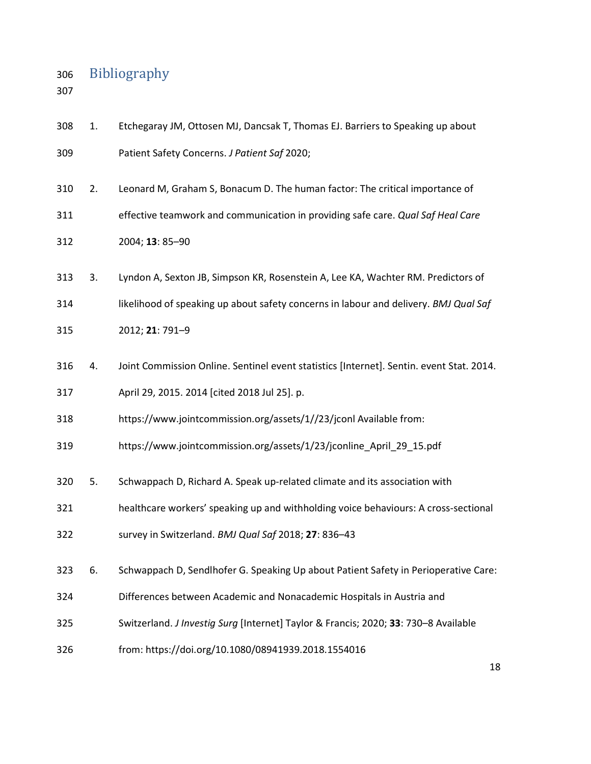## Bibliography

1. Etchegaray JM, Ottosen MJ, Dancsak T, Thomas EJ. Barriers to Speaking up about Patient Safety Concerns. *J Patient Saf* 2020;

2. Leonard M, Graham S, Bonacum D. The human factor: The critical importance of effective teamwork and communication in providing safe care. *Qual Saf Heal Care* 2004; **13**: 85–90

3. Lyndon A, Sexton JB, Simpson KR, Rosenstein A, Lee KA, Wachter RM. Predictors of likelihood of speaking up about safety concerns in labour and delivery. *BMJ Qual Saf* 2012; **21**: 791–9

4. Joint Commission Online. Sentinel event statistics [Internet]. Sentin. event Stat. 2014. April 29, 2015. 2014 [cited 2018 Jul 25]. p. https://www.jointcommission.org/assets/1//23/jconl Available from: https://www.jointcommission.org/assets/1/23/jconline_April_29_15.pdf

5. Schwappach D, Richard A. Speak up-related climate and its association with healthcare workers' speaking up and withholding voice behaviours: A cross-sectional survey in Switzerland. *BMJ Qual Saf* 2018; **27**: 836–43

6. Schwappach D, Sendlhofer G. Speaking Up about Patient Safety in Perioperative Care: Differences between Academic and Nonacademic Hospitals in Austria and Switzerland. *J Investig Surg* [Internet] Taylor & Francis; 2020; **33**: 730–8 Available from: https://doi.org/10.1080/08941939.2018.1554016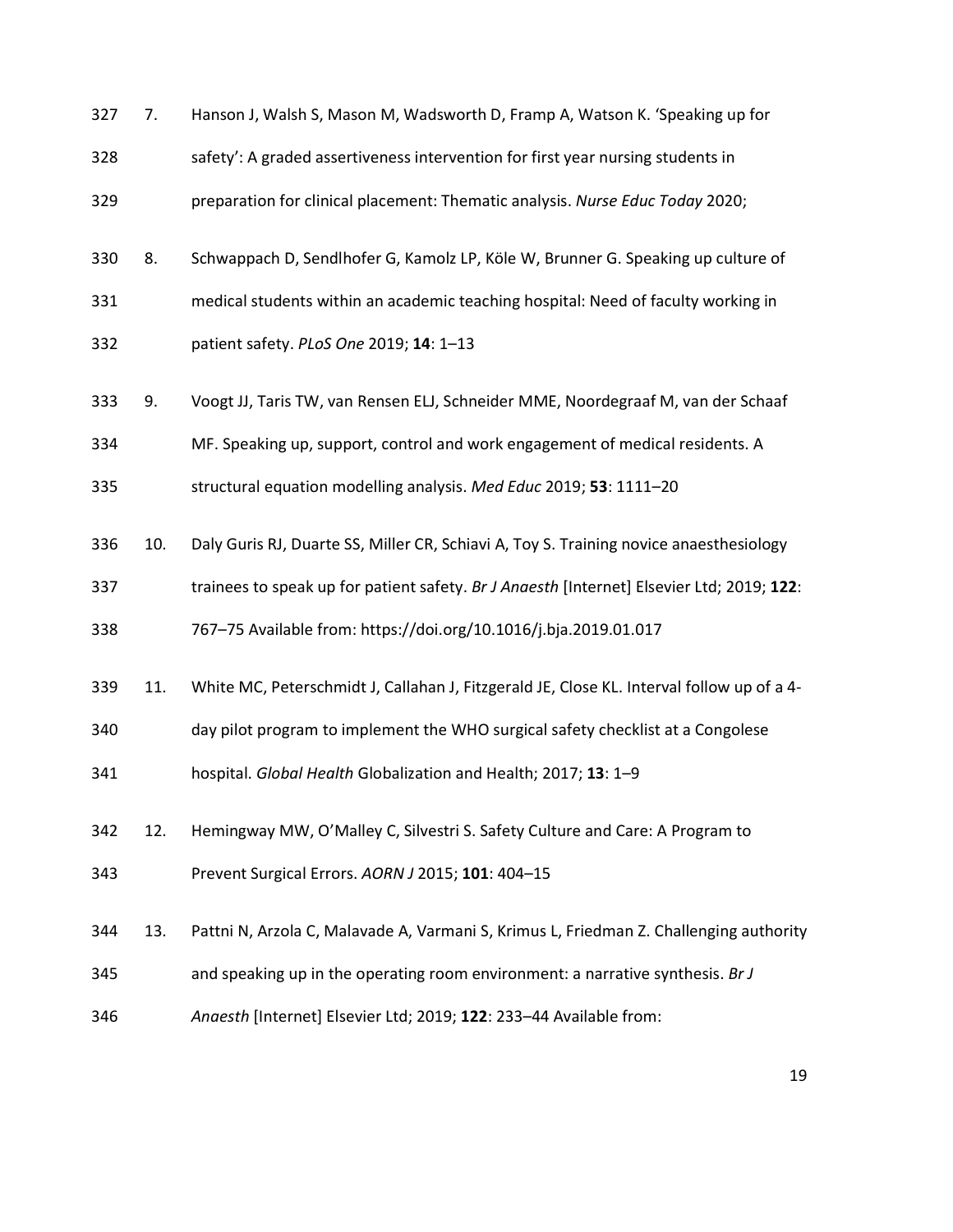7. Hanson J, Walsh S, Mason M, Wadsworth D, Framp A, Watson K. 'Speaking up for safety': A graded assertiveness intervention for first year nursing students in preparation for clinical placement: Thematic analysis. *Nurse Educ Today* 2020;

8. Schwappach D, Sendlhofer G, Kamolz LP, Köle W, Brunner G. Speaking up culture of medical students within an academic teaching hospital: Need of faculty working in patient safety. *PLoS One* 2019; **14**: 1–13

9. Voogt JJ, Taris TW, van Rensen ELJ, Schneider MME, Noordegraaf M, van der Schaaf MF. Speaking up, support, control and work engagement of medical residents. A structural equation modelling analysis. *Med Educ* 2019; **53**: 1111–20

10. Daly Guris RJ, Duarte SS, Miller CR, Schiavi A, Toy S. Training novice anaesthesiology trainees to speak up for patient safety. *Br J Anaesth* [Internet] Elsevier Ltd; 2019; **122**: 767–75 Available from: https://doi.org/10.1016/j.bja.2019.01.017

11. White MC, Peterschmidt J, Callahan J, Fitzgerald JE, Close KL. Interval follow up of a 4-day pilot program to implement the WHO surgical safety checklist at a Congolese hospital. *Global Health* Globalization and Health; 2017; **13**: 1–9

12. Hemingway MW, O'Malley C, Silvestri S. Safety Culture and Care: A Program to Prevent Surgical Errors. *AORN J* 2015; **101**: 404–15

13. Pattni N, Arzola C, Malavade A, Varmani S, Krimus L, Friedman Z. Challenging authority and speaking up in the operating room environment: a narrative synthesis. *Br J Anaesth* [Internet] Elsevier Ltd; 2019; **122**: 233–44 Available from: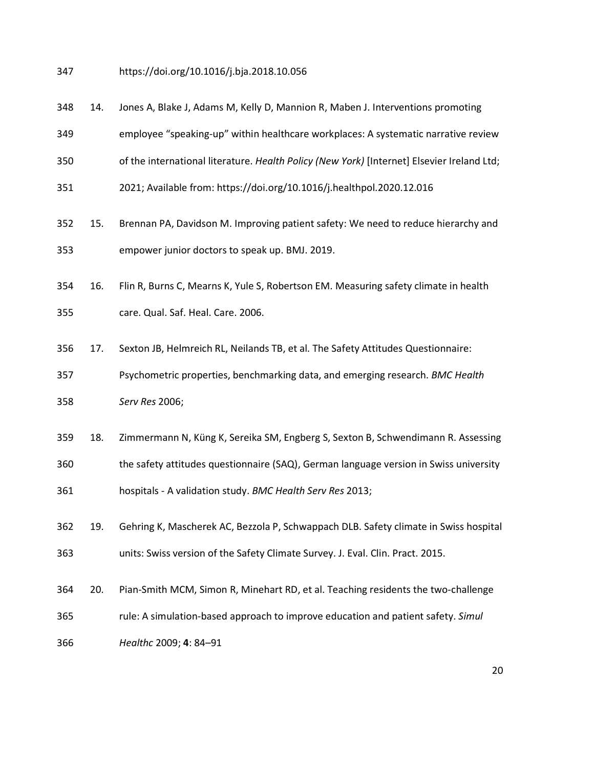https://doi.org/10.1016/j.bja.2018.10.056

14. Jones A, Blake J, Adams M, Kelly D, Mannion R, Maben J. Interventions promoting employee "speaking-up" within healthcare workplaces: A systematic narrative review of the international literature. *Health Policy (New York)* [Internet] Elsevier Ireland Ltd; 2021; Available from: https://doi.org/10.1016/j.healthpol.2020.12.016

15. Brennan PA, Davidson M. Improving patient safety: We need to reduce hierarchy and empower junior doctors to speak up. BMJ. 2019.

16. Flin R, Burns C, Mearns K, Yule S, Robertson EM. Measuring safety climate in health care. Qual. Saf. Heal. Care. 2006.

17. Sexton JB, Helmreich RL, Neilands TB, et al. The Safety Attitudes Questionnaire: Psychometric properties, benchmarking data, and emerging research. *BMC Health Serv Res* 2006;

18. Zimmermann N, Küng K, Sereika SM, Engberg S, Sexton B, Schwendimann R. Assessing the safety attitudes questionnaire (SAQ), German language version in Swiss university hospitals - A validation study. *BMC Health Serv Res* 2013;

19. Gehring K, Mascherek AC, Bezzola P, Schwappach DLB. Safety climate in Swiss hospital units: Swiss version of the Safety Climate Survey. J. Eval. Clin. Pract. 2015.

20. Pian-Smith MCM, Simon R, Minehart RD, et al. Teaching residents the two-challenge rule: A simulation-based approach to improve education and patient safety. *Simul Healthc* 2009; **4**: 84–91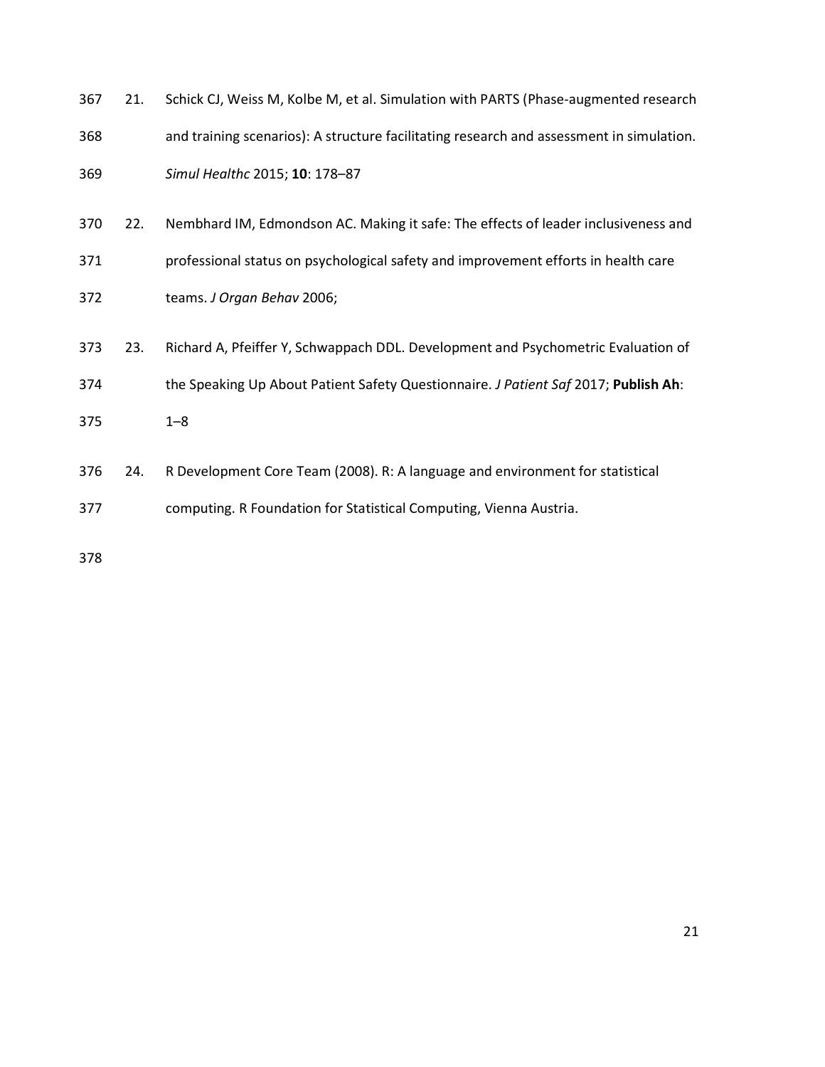21. Schick CJ, Weiss M, Kolbe M, et al. Simulation with PARTS (Phase-augmented research and training scenarios): A structure facilitating research and assessment in simulation. *Simul Healthc* 2015; **10**: 178–87

22. Nembhard IM, Edmondson AC. Making it safe: The effects of leader inclusiveness and professional status on psychological safety and improvement efforts in health care teams. *J Organ Behav* 2006;

23. Richard A, Pfeiffer Y, Schwappach DDL. Development and Psychometric Evaluation of the Speaking Up About Patient Safety Questionnaire. *J Patient Saf* 2017; **Publish Ah**: 1–8

24. R Development Core Team (2008). R: A language and environment for statistical computing. R Foundation for Statistical Computing, Vienna Austria.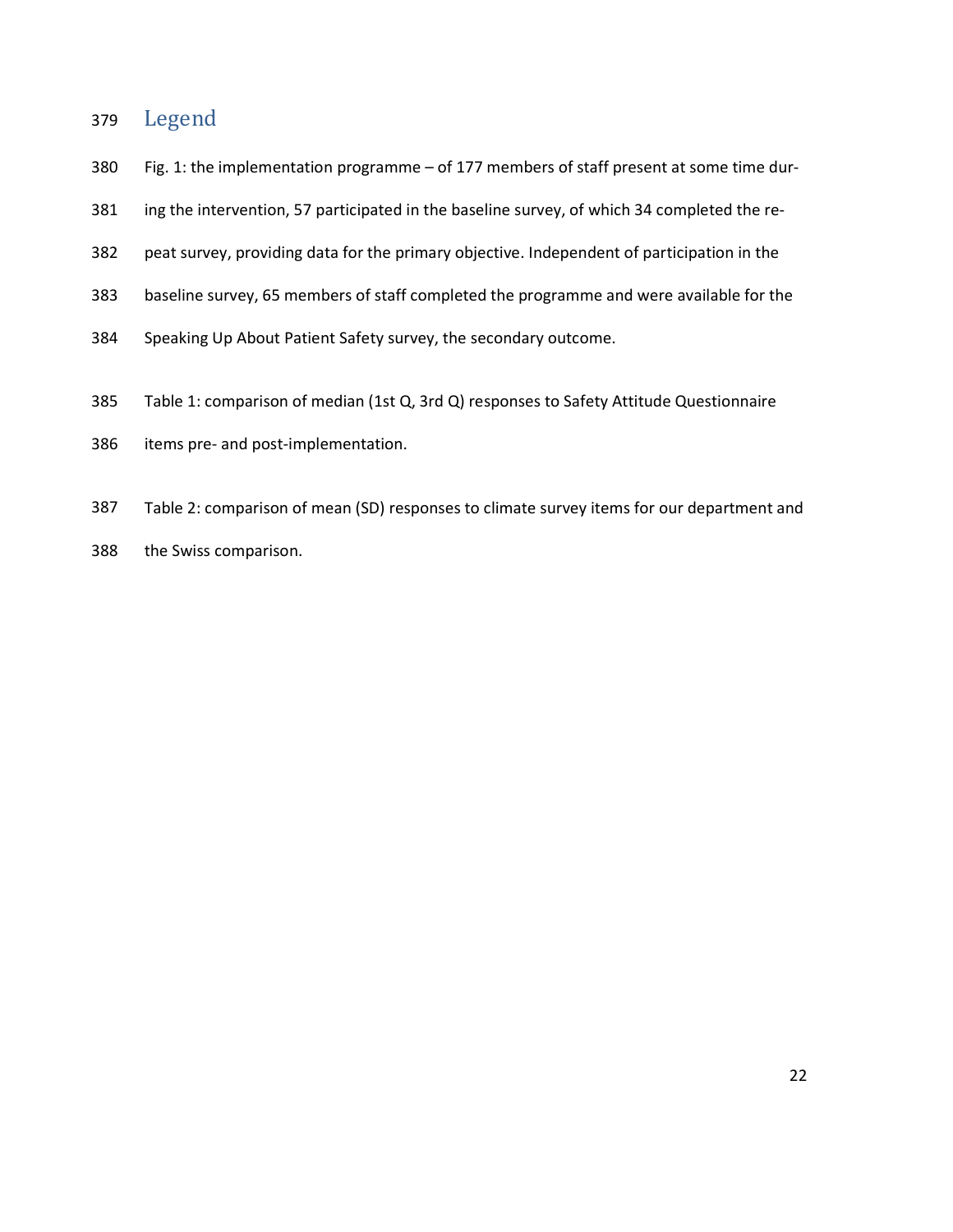# Legend

Fig. 1: the implementation programme – of 177 members of staff present at some time during the intervention, 57 participated in the baseline survey, of which 34 completed the repeat survey, providing data for the primary objective. Independent of participation in the baseline survey, 65 members of staff completed the programme and were available for the Speaking Up About Patient Safety survey, the secondary outcome.

Table 1: comparison of median (1st Q, 3rd Q) responses to Safety Attitude Questionnaire items pre- and post-implementation.

Table 2: comparison of mean (SD) responses to climate survey items for our department and the Swiss comparison.